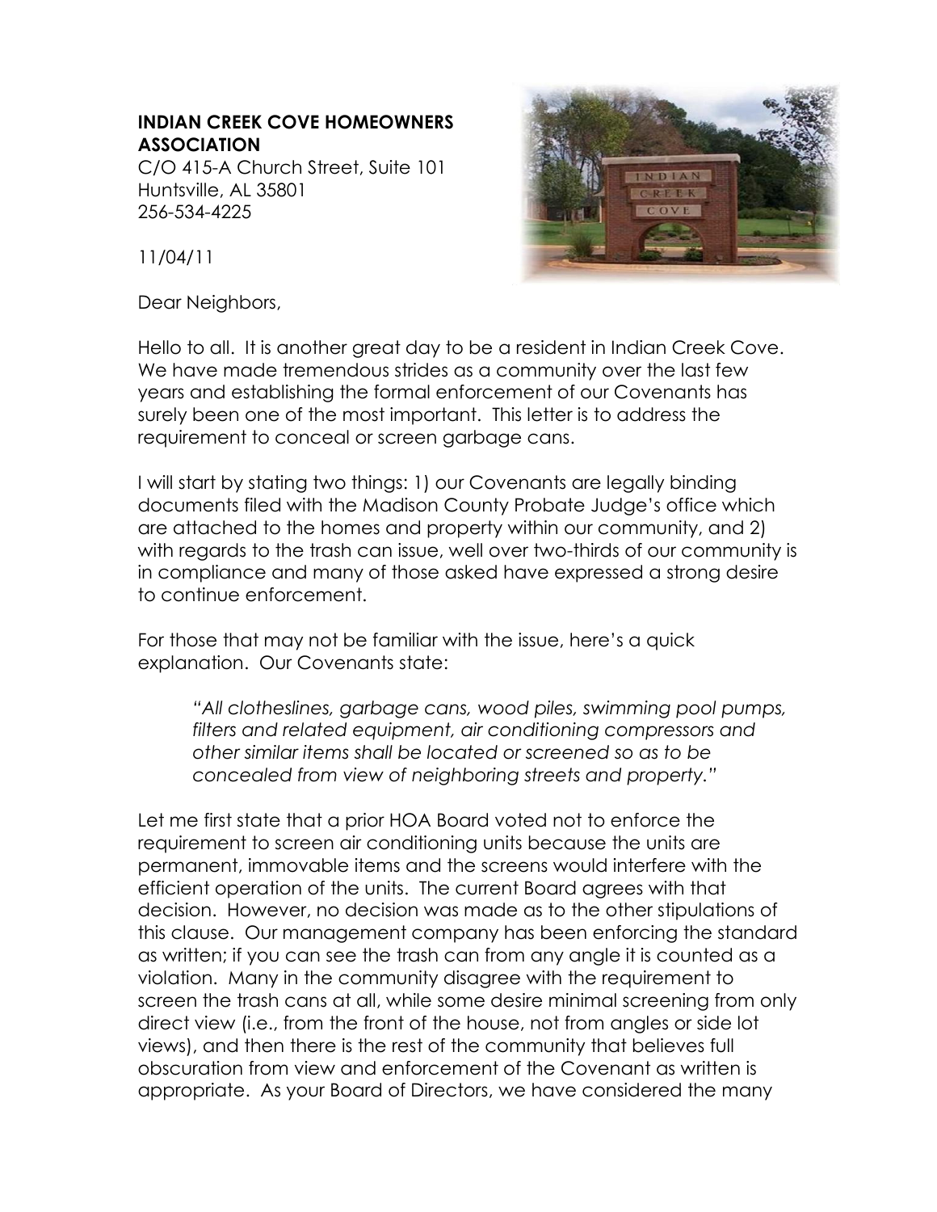**INDIAN CREEK COVE HOMEOWNERS ASSOCIATION**
C/O 415-A Church Street, Suite 101
Huntsville, AL 35801
256-534-4225

11/04/11

Dear Neighbors,

Hello to all. It is another great day to be a resident in Indian Creek Cove. We have made tremendous strides as a community over the last few years and establishing the formal enforcement of our Covenants has surely been one of the most important. This letter is to address the requirement to conceal or screen garbage cans.

I will start by stating two things: 1) our Covenants are legally binding documents filed with the Madison County Probate Judge's office which are attached to the homes and property within our community, and 2) with regards to the trash can issue, well over two-thirds of our community is in compliance and many of those asked have expressed a strong desire to continue enforcement.

For those that may not be familiar with the issue, here's a quick explanation. Our Covenants state:

> *"All clotheslines, garbage cans, wood piles, swimming pool pumps, filters and related equipment, air conditioning compressors and other similar items shall be located or screened so as to be concealed from view of neighboring streets and property."*

Let me first state that a prior HOA Board voted not to enforce the requirement to screen air conditioning units because the units are permanent, immovable items and the screens would interfere with the efficient operation of the units. The current Board agrees with that decision. However, no decision was made as to the other stipulations of this clause. Our management company has been enforcing the standard as written; if you can see the trash can from any angle it is counted as a violation. Many in the community disagree with the requirement to screen the trash cans at all, while some desire minimal screening from only direct view (i.e., from the front of the house, not from angles or side lot views), and then there is the rest of the community that believes full obscuration from view and enforcement of the Covenant as written is appropriate. As your Board of Directors, we have considered the many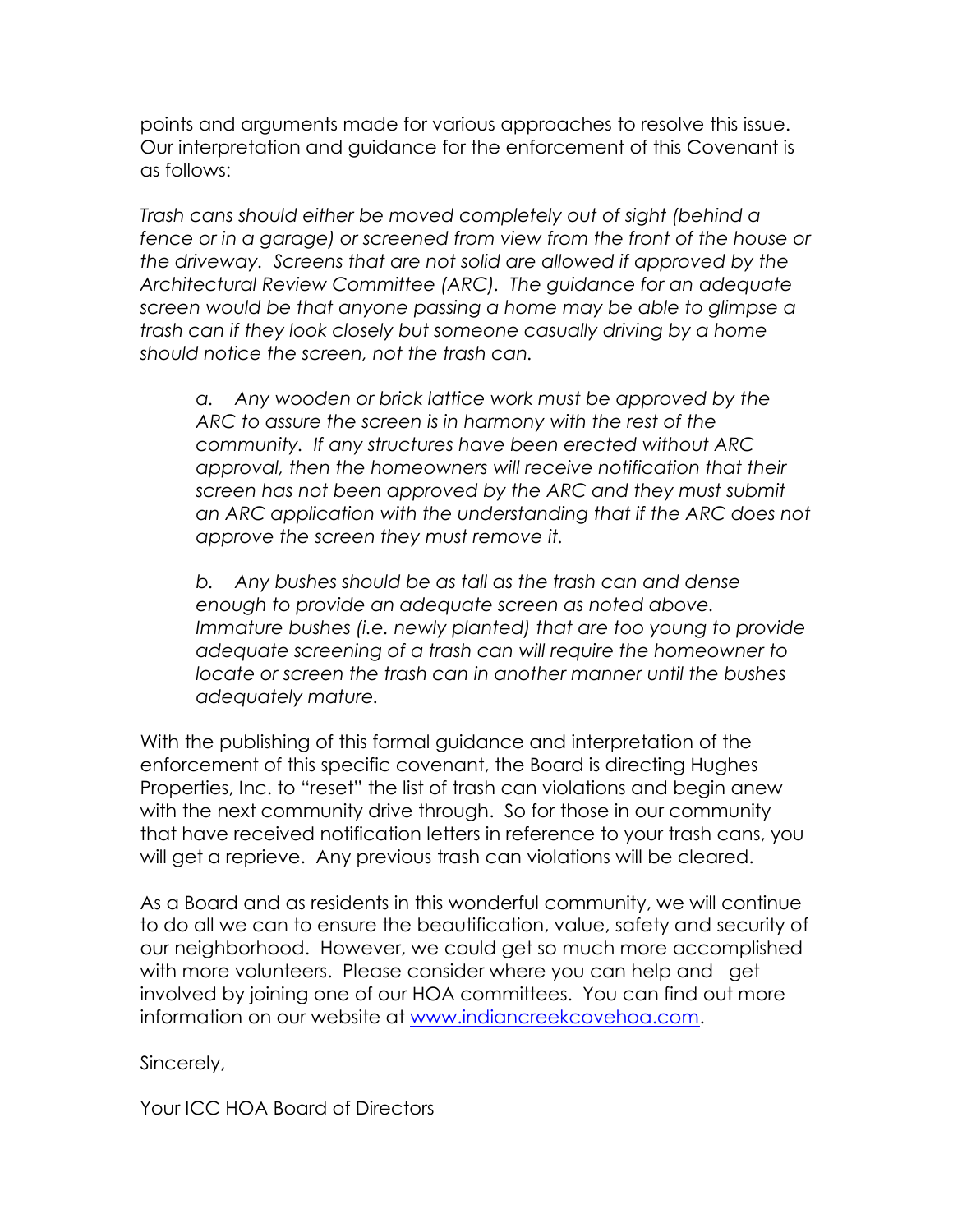points and arguments made for various approaches to resolve this issue. Our interpretation and guidance for the enforcement of this Covenant is as follows:

*Trash cans should either be moved completely out of sight (behind a fence or in a garage) or screened from view from the front of the house or the driveway. Screens that are not solid are allowed if approved by the Architectural Review Committee (ARC). The guidance for an adequate screen would be that anyone passing a home may be able to glimpse a trash can if they look closely but someone casually driving by a home should notice the screen, not the trash can.*

> *a. Any wooden or brick lattice work must be approved by the ARC to assure the screen is in harmony with the rest of the community. If any structures have been erected without ARC approval, then the homeowners will receive notification that their screen has not been approved by the ARC and they must submit an ARC application with the understanding that if the ARC does not approve the screen they must remove it.*
>
> *b. Any bushes should be as tall as the trash can and dense enough to provide an adequate screen as noted above. Immature bushes (i.e. newly planted) that are too young to provide adequate screening of a trash can will require the homeowner to locate or screen the trash can in another manner until the bushes adequately mature.*

With the publishing of this formal guidance and interpretation of the enforcement of this specific covenant, the Board is directing Hughes Properties, Inc. to "reset" the list of trash can violations and begin anew with the next community drive through. So for those in our community that have received notification letters in reference to your trash cans, you will get a reprieve. Any previous trash can violations will be cleared.

As a Board and as residents in this wonderful community, we will continue to do all we can to ensure the beautification, value, safety and security of our neighborhood. However, we could get so much more accomplished with more volunteers. Please consider where you can help and get involved by joining one of our HOA committees. You can find out more information on our website at [www.indiancreekcovehoa.com](http://www.indiancreekcovehoa.com).

Sincerely,

Your ICC HOA Board of Directors